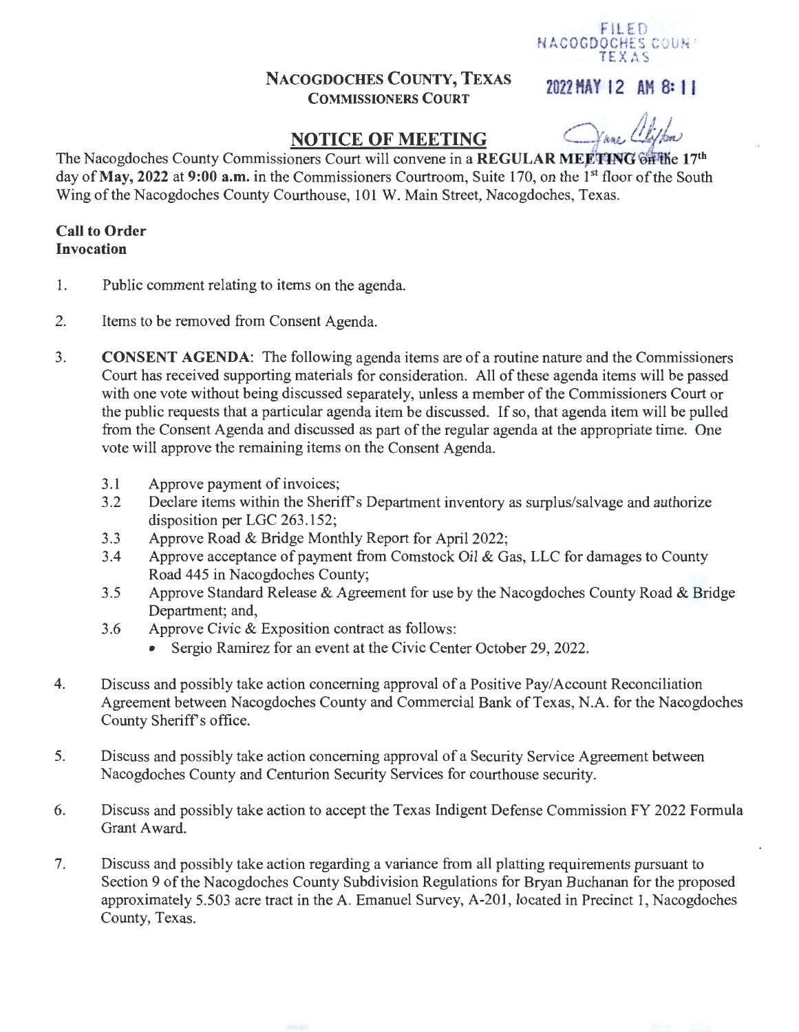FILED
NACOGDOCHES COUNTY
TEXAS

2022 MAY 12 AM 8:11

## NACOGDOCHES COUNTY, TEXAS
### COMMISSIONERS COURT

## NOTICE OF MEETING

The Nacogdoches County Commissioners Court will convene in a **REGULAR MEETING** on the 17th day of **May, 2022** at **9:00 a.m.** in the Commissioners Courtroom, Suite 170, on the 1st floor of the South Wing of the Nacogdoches County Courthouse, 101 W. Main Street, Nacogdoches, Texas.

**Call to Order**
**Invocation**

1. Public comment relating to items on the agenda.

2. Items to be removed from Consent Agenda.

3. **CONSENT AGENDA**: The following agenda items are of a routine nature and the Commissioners Court has received supporting materials for consideration. All of these agenda items will be passed with one vote without being discussed separately, unless a member of the Commissioners Court or the public requests that a particular agenda item be discussed. If so, that agenda item will be pulled from the Consent Agenda and discussed as part of the regular agenda at the appropriate time. One vote will approve the remaining items on the Consent Agenda.

   3.1 Approve payment of invoices;
   3.2 Declare items within the Sheriff's Department inventory as surplus/salvage and authorize disposition per LGC 263.152;
   3.3 Approve Road & Bridge Monthly Report for April 2022;
   3.4 Approve acceptance of payment from Comstock Oil & Gas, LLC for damages to County Road 445 in Nacogdoches County;
   3.5 Approve Standard Release & Agreement for use by the Nacogdoches County Road & Bridge Department; and,
   3.6 Approve Civic & Exposition contract as follows:
   - Sergio Ramirez for an event at the Civic Center October 29, 2022.

4. Discuss and possibly take action concerning approval of a Positive Pay/Account Reconciliation Agreement between Nacogdoches County and Commercial Bank of Texas, N.A. for the Nacogdoches County Sheriff's office.

5. Discuss and possibly take action concerning approval of a Security Service Agreement between Nacogdoches County and Centurion Security Services for courthouse security.

6. Discuss and possibly take action to accept the Texas Indigent Defense Commission FY 2022 Formula Grant Award.

7. Discuss and possibly take action regarding a variance from all platting requirements pursuant to Section 9 of the Nacogdoches County Subdivision Regulations for Bryan Buchanan for the proposed approximately 5.503 acre tract in the A. Emanuel Survey, A-201, located in Precinct 1, Nacogdoches County, Texas.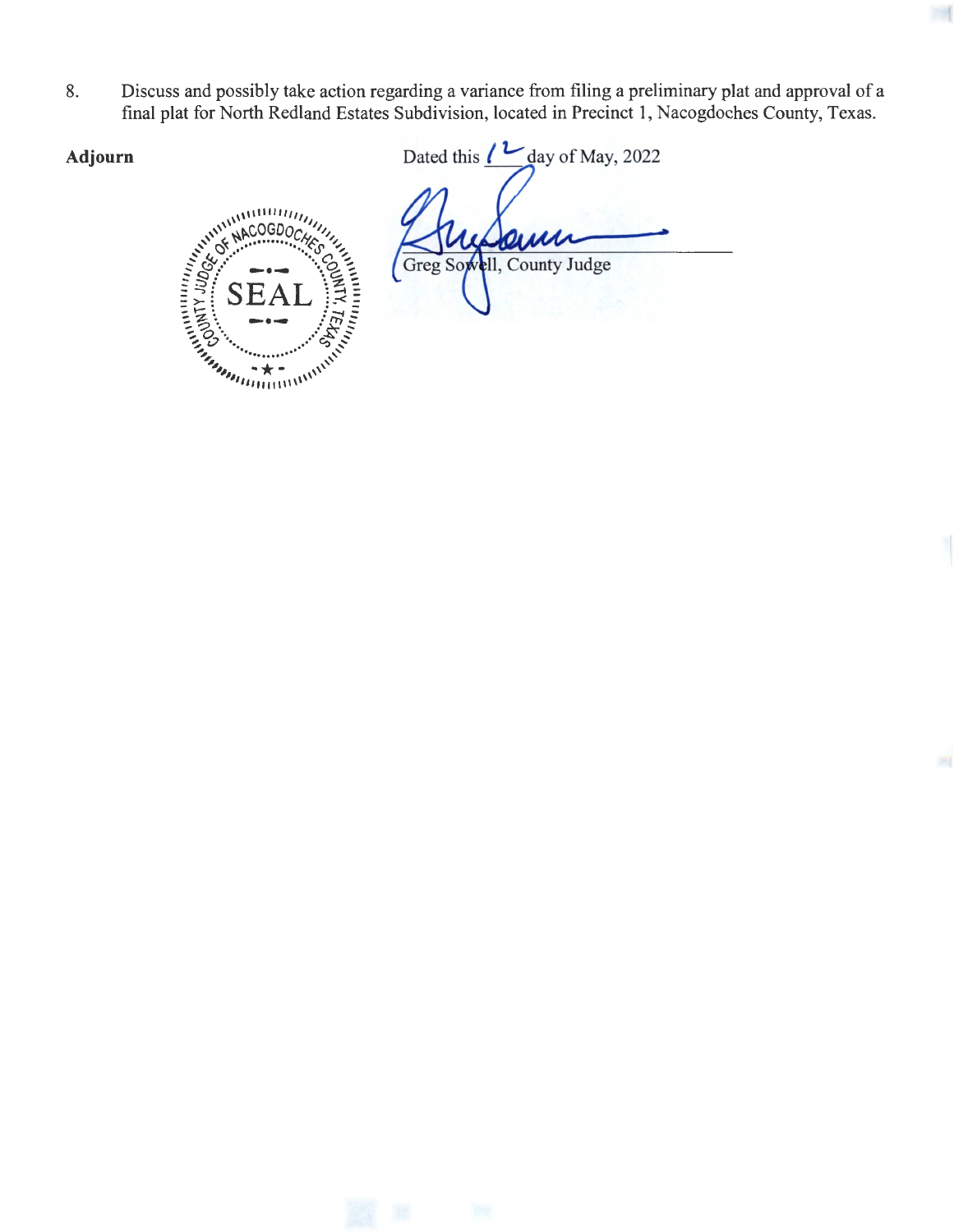8. Discuss and possibly take action regarding a variance from filing a preliminary plat and approval of a final plat for North Redland Estates Subdivision, located in Precinct 1, Nacogdoches County, Texas.

**Adjourn**

Dated this 12 day of May, 2022

COUNTY JUDGE OF NACOGDOCHES COUNTY, TEXAS SEAL

Greg Sowell, County Judge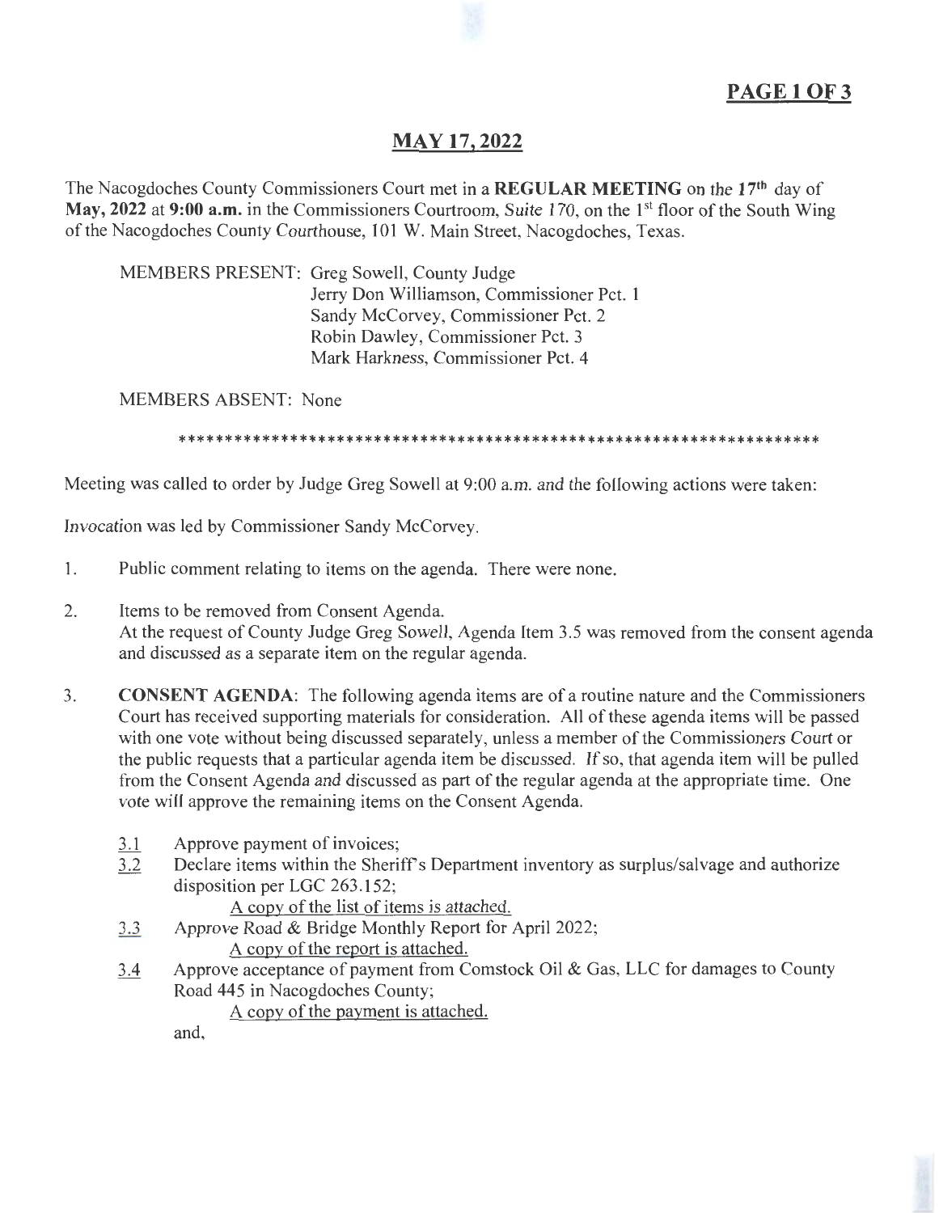## MAY 17, 2022

The Nacogdoches County Commissioners Court met in a **REGULAR MEETING** on the **17th** day of **May, 2022** at **9:00 a.m.** in the Commissioners Courtroom, Suite 170, on the 1st floor of the South Wing of the Nacogdoches County Courthouse, 101 W. Main Street, Nacogdoches, Texas.

MEMBERS PRESENT: Greg Sowell, County Judge
Jerry Don Williamson, Commissioner Pct. 1
Sandy McCorvey, Commissioner Pct. 2
Robin Dawley, Commissioner Pct. 3
Mark Harkness, Commissioner Pct. 4

MEMBERS ABSENT: None

**********************************************************************

Meeting was called to order by Judge Greg Sowell at 9:00 a.m. and the following actions were taken:

Invocation was led by Commissioner Sandy McCorvey.

1. Public comment relating to items on the agenda. There were none.

2. Items to be removed from Consent Agenda.
   At the request of County Judge Greg Sowell, Agenda Item 3.5 was removed from the consent agenda and discussed as a separate item on the regular agenda.

3. **CONSENT AGENDA**: The following agenda items are of a routine nature and the Commissioners Court has received supporting materials for consideration. All of these agenda items will be passed with one vote without being discussed separately, unless a member of the Commissioners Court or the public requests that a particular agenda item be discussed. If so, that agenda item will be pulled from the Consent Agenda and discussed as part of the regular agenda at the appropriate time. One vote will approve the remaining items on the Consent Agenda.

   3.1 Approve payment of invoices;

   3.2 Declare items within the Sheriff's Department inventory as surplus/salvage and authorize disposition per LGC 263.152;
   A copy of the list of items is attached.

   3.3 Approve Road & Bridge Monthly Report for April 2022;
   A copy of the report is attached.

   3.4 Approve acceptance of payment from Comstock Oil & Gas, LLC for damages to County Road 445 in Nacogdoches County;
   A copy of the payment is attached.

   and,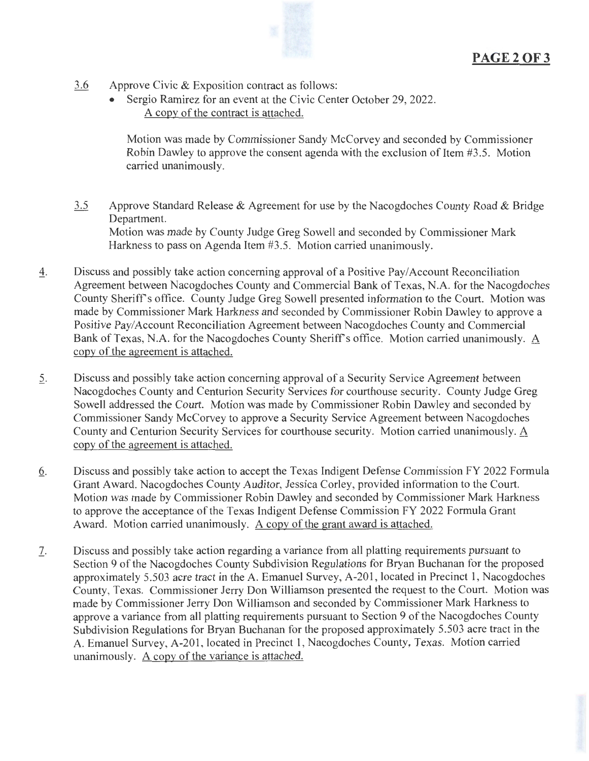3.6 Approve Civic & Exposition contract as follows:

- Sergio Ramirez for an event at the Civic Center October 29, 2022.
  A copy of the contract is attached.

Motion was made by Commissioner Sandy McCorvey and seconded by Commissioner Robin Dawley to approve the consent agenda with the exclusion of Item #3.5. Motion carried unanimously.

3.5 Approve Standard Release & Agreement for use by the Nacogdoches County Road & Bridge Department.
Motion was made by County Judge Greg Sowell and seconded by Commissioner Mark Harkness to pass on Agenda Item #3.5. Motion carried unanimously.

4. Discuss and possibly take action concerning approval of a Positive Pay/Account Reconciliation Agreement between Nacogdoches County and Commercial Bank of Texas, N.A. for the Nacogdoches County Sheriff's office. County Judge Greg Sowell presented information to the Court. Motion was made by Commissioner Mark Harkness and seconded by Commissioner Robin Dawley to approve a Positive Pay/Account Reconciliation Agreement between Nacogdoches County and Commercial Bank of Texas, N.A. for the Nacogdoches County Sheriff's office. Motion carried unanimously. A copy of the agreement is attached.

5. Discuss and possibly take action concerning approval of a Security Service Agreement between Nacogdoches County and Centurion Security Services for courthouse security. County Judge Greg Sowell addressed the Court. Motion was made by Commissioner Robin Dawley and seconded by Commissioner Sandy McCorvey to approve a Security Service Agreement between Nacogdoches County and Centurion Security Services for courthouse security. Motion carried unanimously. A copy of the agreement is attached.

6. Discuss and possibly take action to accept the Texas Indigent Defense Commission FY 2022 Formula Grant Award. Nacogdoches County Auditor, Jessica Corley, provided information to the Court. Motion was made by Commissioner Robin Dawley and seconded by Commissioner Mark Harkness to approve the acceptance of the Texas Indigent Defense Commission FY 2022 Formula Grant Award. Motion carried unanimously. A copy of the grant award is attached.

7. Discuss and possibly take action regarding a variance from all platting requirements pursuant to Section 9 of the Nacogdoches County Subdivision Regulations for Bryan Buchanan for the proposed approximately 5.503 acre tract in the A. Emanuel Survey, A-201, located in Precinct 1, Nacogdoches County, Texas. Commissioner Jerry Don Williamson presented the request to the Court. Motion was made by Commissioner Jerry Don Williamson and seconded by Commissioner Mark Harkness to approve a variance from all platting requirements pursuant to Section 9 of the Nacogdoches County Subdivision Regulations for Bryan Buchanan for the proposed approximately 5.503 acre tract in the A. Emanuel Survey, A-201, located in Precinct 1, Nacogdoches County, Texas. Motion carried unanimously. A copy of the variance is attached.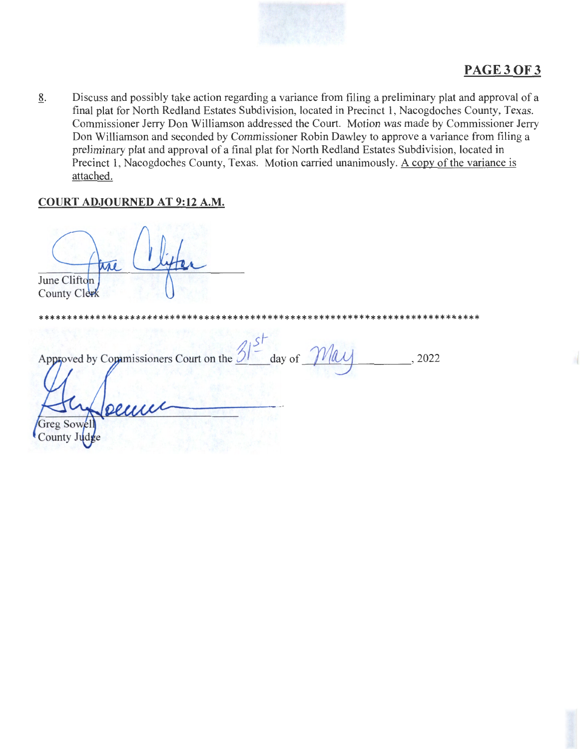8. Discuss and possibly take action regarding a variance from filing a preliminary plat and approval of a final plat for North Redland Estates Subdivision, located in Precinct 1, Nacogdoches County, Texas. Commissioner Jerry Don Williamson addressed the Court. Motion was made by Commissioner Jerry Don Williamson and seconded by Commissioner Robin Dawley to approve a variance from filing a preliminary plat and approval of a final plat for North Redland Estates Subdivision, located in Precinct 1, Nacogdoches County, Texas. Motion carried unanimously. A copy of the variance is attached.

**COURT ADJOURNED AT 9:12 A.M.**

June Clifton
County Clerk

\*\*\*\*\*\*\*\*\*\*\*\*\*\*\*\*\*\*\*\*\*\*\*\*\*\*\*\*\*\*\*\*\*\*\*\*\*\*\*\*\*\*\*\*\*\*\*\*\*\*\*\*\*\*\*\*\*\*\*\*\*\*\*\*\*\*\*\*\*\*\*\*\*\*\*\*\*\*\*\*

Approved by Commissioners Court on the 31st day of May, 2022

Greg Sowell
County Judge